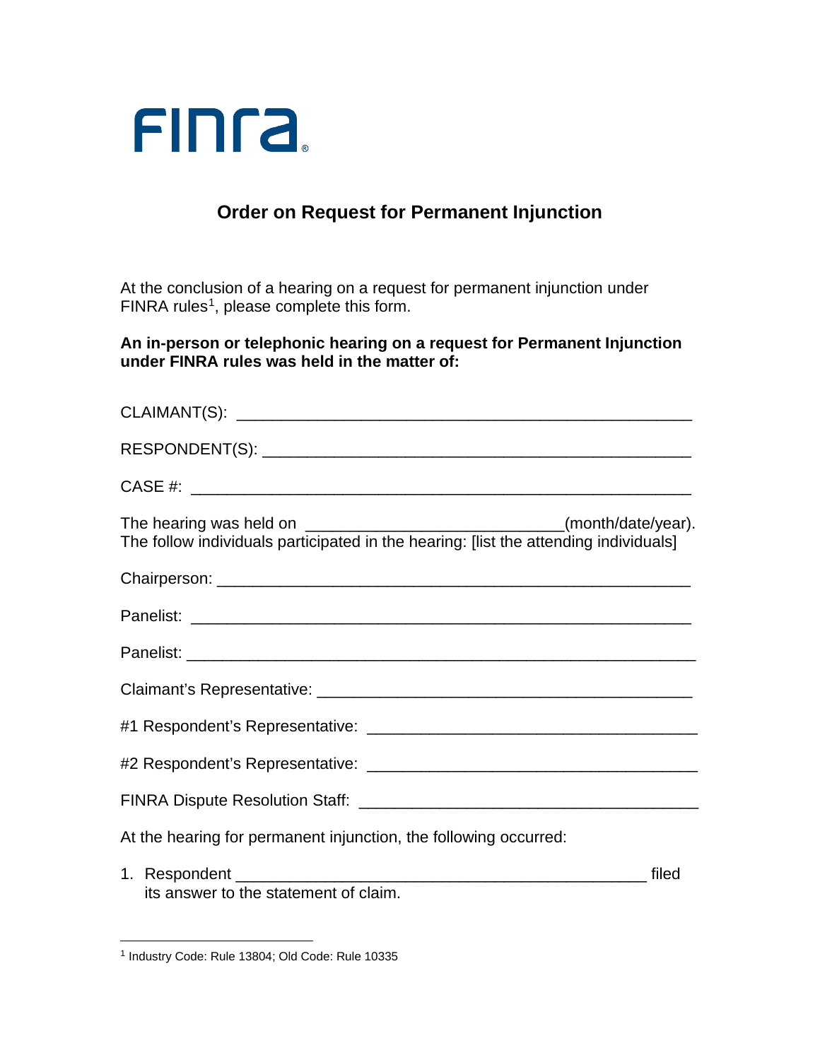FINRA

# Order on Request for Permanent Injunction

At the conclusion of a hearing on a request for permanent injunction under FINRA rules[1], please complete this form.

**An in-person or telephonic hearing on a request for Permanent Injunction under FINRA rules was held in the matter of:**

CLAIMANT(S): ______________________________________________

RESPONDENT(S): ____________________________________________

CASE #: __________________________________________________

The hearing was held on ___________________________(month/date/year).
The follow individuals participated in the hearing: [list the attending individuals]

Chairperson: ______________________________________________

Panelist: _________________________________________________

Panelist: _________________________________________________

Claimant's Representative: __________________________________

#1 Respondent's Representative: _____________________________

#2 Respondent's Representative: _____________________________

FINRA Dispute Resolution Staff: ______________________________

At the hearing for permanent injunction, the following occurred:

1. Respondent _________________________________________ filed its answer to the statement of claim.

---

[1] Industry Code: Rule 13804; Old Code: Rule 10335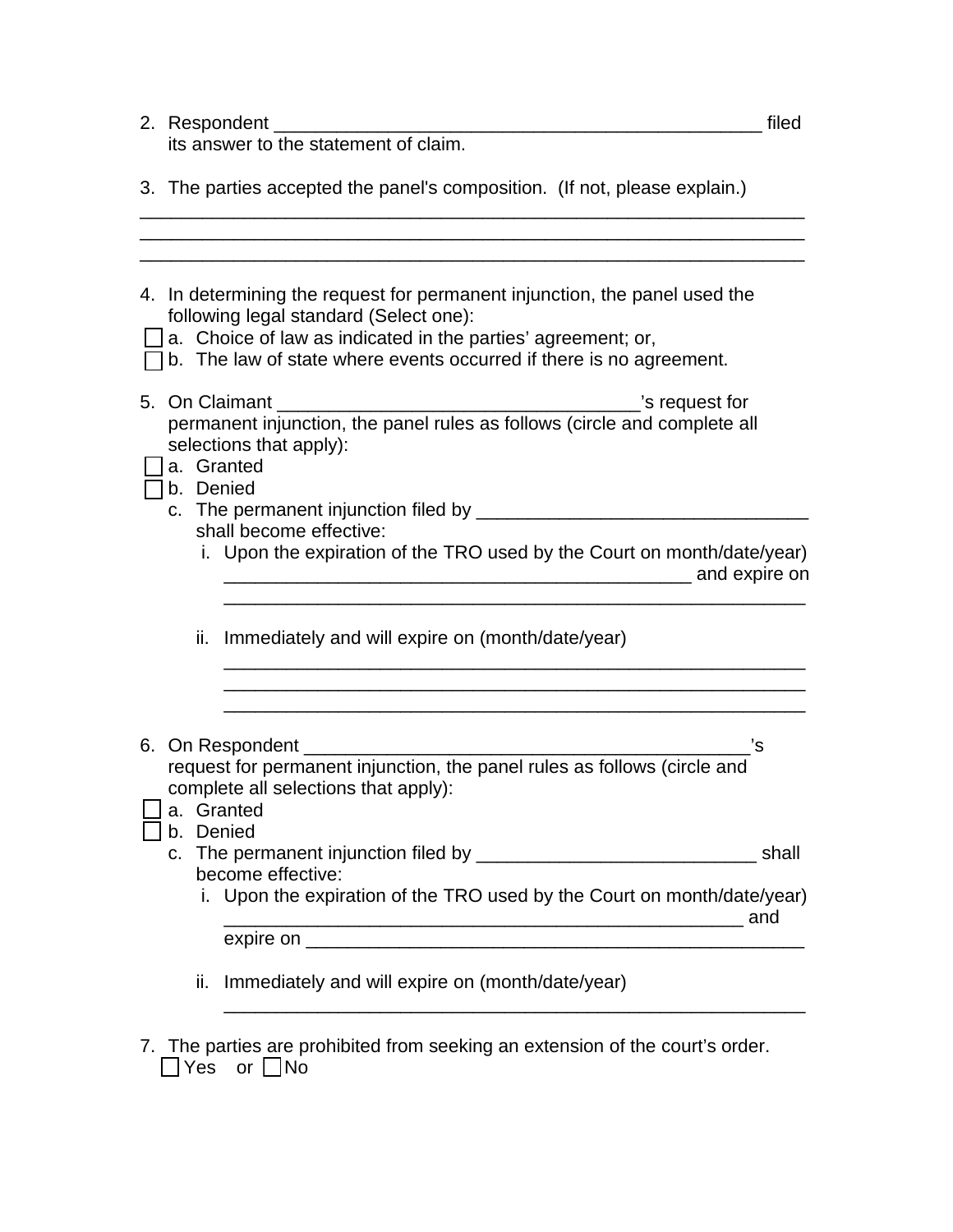2. Respondent _________________________________________________ filed its answer to the statement of claim.

3. The parties accepted the panel's composition. (If not, please explain.)

___________________________________________________________________
___________________________________________________________________
___________________________________________________________________

4. In determining the request for permanent injunction, the panel used the following legal standard (Select one):
   - ☐ a. Choice of law as indicated in the parties' agreement; or,
   - ☐ b. The law of state where events occurred if there is no agreement.

5. On Claimant ___________________________________'s request for permanent injunction, the panel rules as follows (circle and complete all selections that apply):
   - ☐ a. Granted
   - ☐ b. Denied
   - c. The permanent injunction filed by ________________________________ shall become effective:
     - i. Upon the expiration of the TRO used by the Court on month/date/year) _____________________________________________ and expire on _________________________________________________________
     - ii. Immediately and will expire on (month/date/year) _________________________________________________________ _________________________________________________________ _________________________________________________________

6. On Respondent ___________________________________________'s request for permanent injunction, the panel rules as follows (circle and complete all selections that apply):
   - ☐ a. Granted
   - ☐ b. Denied
   - c. The permanent injunction filed by ___________________________ shall become effective:
     - i. Upon the expiration of the TRO used by the Court on month/date/year) __________________________________________________ and expire on ________________________________________________
     - ii. Immediately and will expire on (month/date/year) _________________________________________________________

7. The parties are prohibited from seeking an extension of the court's order.
   ☐ Yes or ☐ No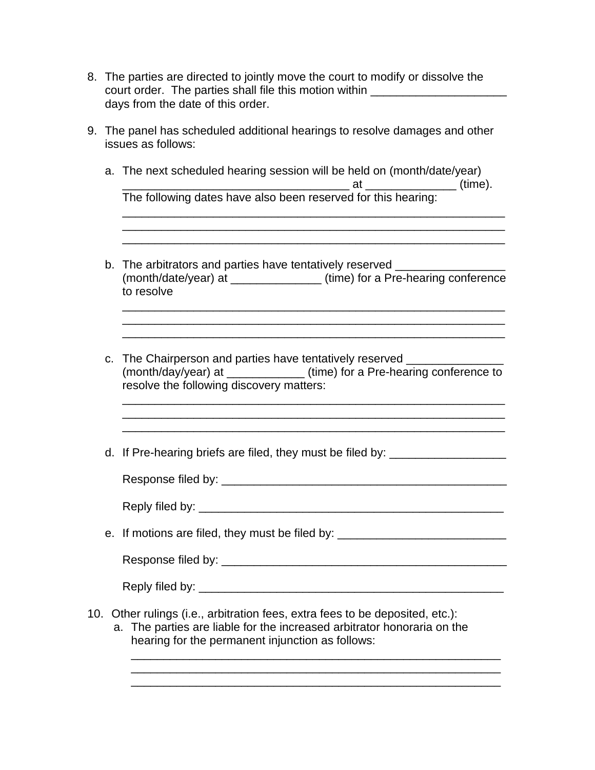8. The parties are directed to jointly move the court to modify or dissolve the court order. The parties shall file this motion within ____________________ days from the date of this order.

9. The panel has scheduled additional hearings to resolve damages and other issues as follows:

   a. The next scheduled hearing session will be held on (month/date/year) ________________________________ at _____________ (time). The following dates have also been reserved for this hearing:
      ____________________________________________________________
      ____________________________________________________________
      ____________________________________________________________

   b. The arbitrators and parties have tentatively reserved ________________ (month/date/year) at _____________ (time) for a Pre-hearing conference to resolve
      ____________________________________________________________
      ____________________________________________________________
      ____________________________________________________________

   c. The Chairperson and parties have tentatively reserved ______________ (month/day/year) at ___________ (time) for a Pre-hearing conference to resolve the following discovery matters:
      ____________________________________________________________
      ____________________________________________________________
      ____________________________________________________________

   d. If Pre-hearing briefs are filed, they must be filed by: _________________

      Response filed by: __________________________________________

      Reply filed by: _____________________________________________

   e. If motions are filed, they must be filed by: _________________________

      Response filed by: __________________________________________

      Reply filed by: _____________________________________________

10. Other rulings (i.e., arbitration fees, extra fees to be deposited, etc.):
    a. The parties are liable for the increased arbitrator honoraria on the hearing for the permanent injunction as follows:
       ____________________________________________________________
       ____________________________________________________________
       ____________________________________________________________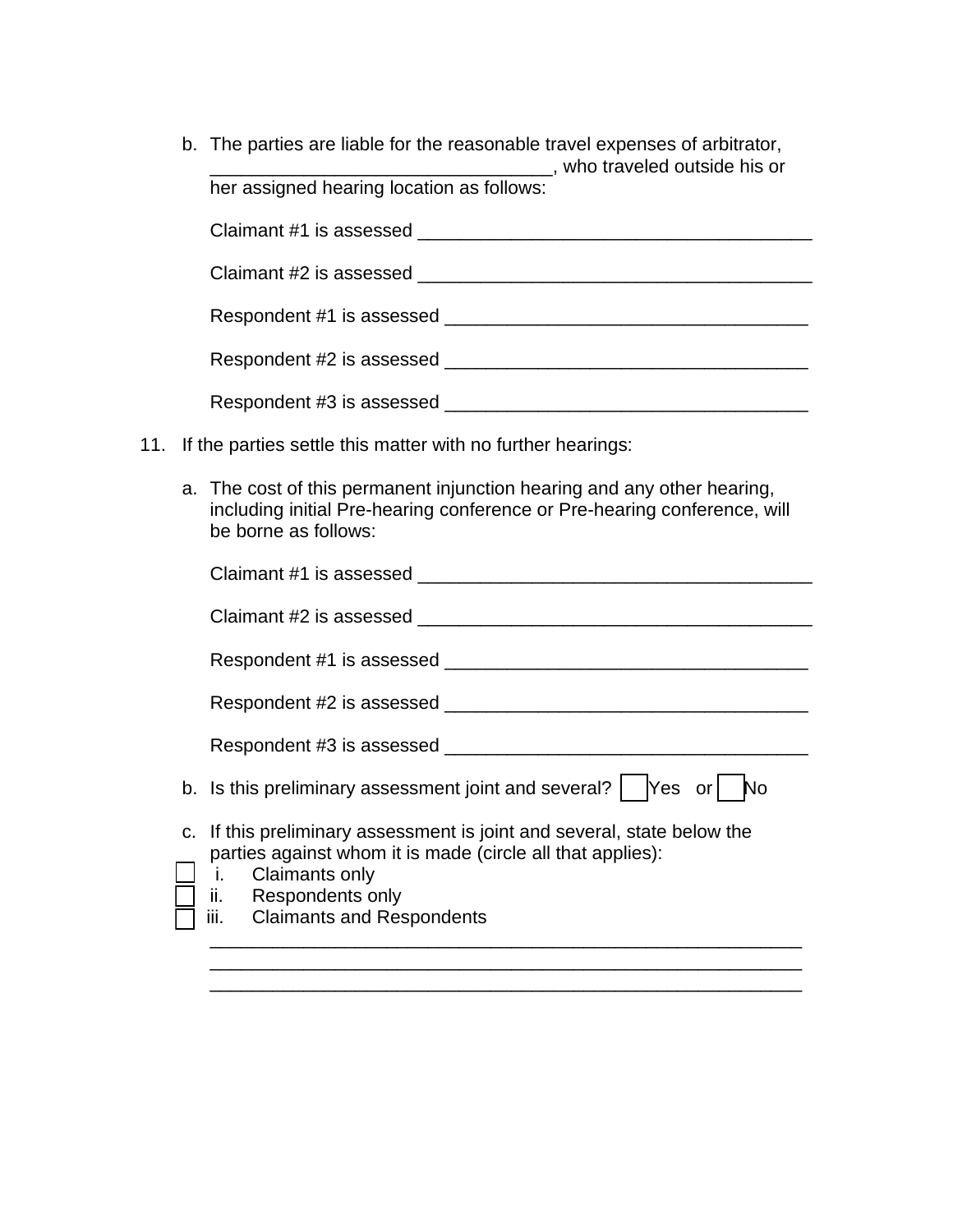b. The parties are liable for the reasonable travel expenses of arbitrator, ________________________________, who traveled outside his or her assigned hearing location as follows:

   Claimant #1 is assessed _____________________________________

   Claimant #2 is assessed _____________________________________

   Respondent #1 is assessed __________________________________

   Respondent #2 is assessed __________________________________

   Respondent #3 is assessed __________________________________

11. If the parties settle this matter with no further hearings:

   a. The cost of this permanent injunction hearing and any other hearing, including initial Pre-hearing conference or Pre-hearing conference, will be borne as follows:

      Claimant #1 is assessed _____________________________________

      Claimant #2 is assessed _____________________________________

      Respondent #1 is assessed __________________________________

      Respondent #2 is assessed __________________________________

      Respondent #3 is assessed __________________________________

   b. Is this preliminary assessment joint and several? ☐ Yes or ☐ No

   c. If this preliminary assessment is joint and several, state below the parties against whom it is made (circle all that applies):

      ☐ i. Claimants only
      ☐ ii. Respondents only
      ☐ iii. Claimants and Respondents

      ________________________________________________________
      ________________________________________________________
      ________________________________________________________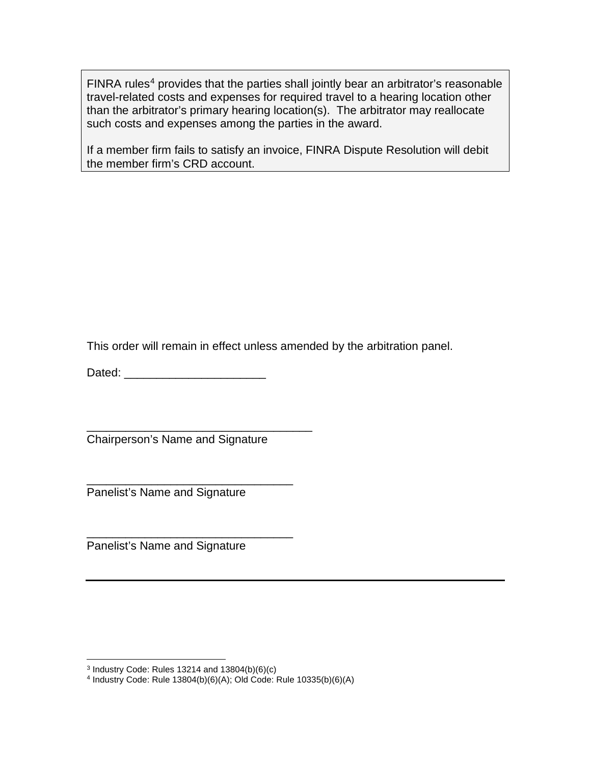FINRA rules[4] provides that the parties shall jointly bear an arbitrator's reasonable travel-related costs and expenses for required travel to a hearing location other than the arbitrator's primary hearing location(s). The arbitrator may reallocate such costs and expenses among the parties in the award.

If a member firm fails to satisfy an invoice, FINRA Dispute Resolution will debit the member firm's CRD account.

This order will remain in effect unless amended by the arbitration panel.

Dated: ______________________

____________________________________
Chairperson's Name and Signature

_________________________________
Panelist's Name and Signature

_________________________________
Panelist's Name and Signature

---

[3] Industry Code: Rules 13214 and 13804(b)(6)(c)

[4] Industry Code: Rule 13804(b)(6)(A); Old Code: Rule 10335(b)(6)(A)